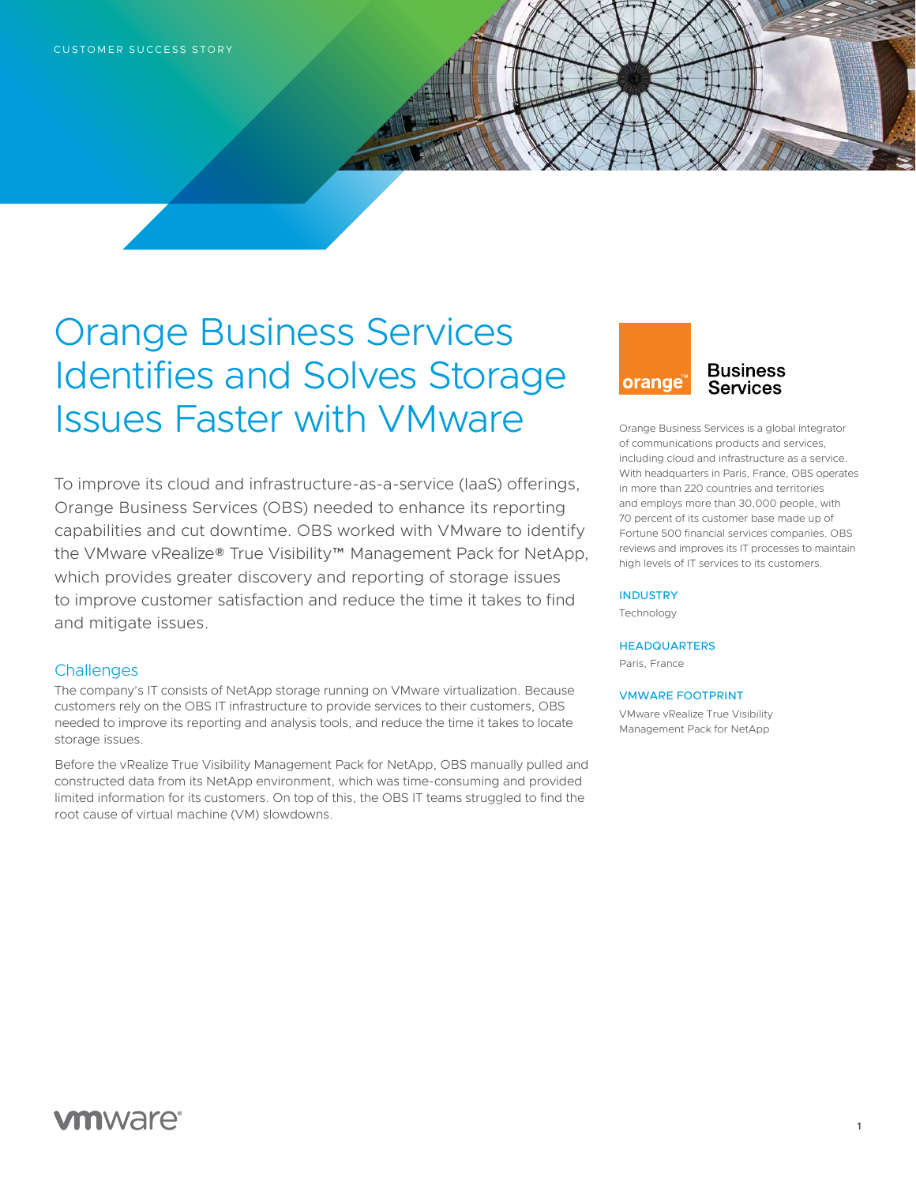CUSTOMER SUCCESS STORY

# Orange Business Services Identifies and Solves Storage Issues Faster with VMware

To improve its cloud and infrastructure-as-a-service (IaaS) offerings, Orange Business Services (OBS) needed to enhance its reporting capabilities and cut downtime. OBS worked with VMware to identify the VMware vRealize® True Visibility™ Management Pack for NetApp, which provides greater discovery and reporting of storage issues to improve customer satisfaction and reduce the time it takes to find and mitigate issues.

## Challenges

The company's IT consists of NetApp storage running on VMware virtualization. Because customers rely on the OBS IT infrastructure to provide services to their customers, OBS needed to improve its reporting and analysis tools, and reduce the time it takes to locate storage issues.

Before the vRealize True Visibility Management Pack for NetApp, OBS manually pulled and constructed data from its NetApp environment, which was time-consuming and provided limited information for its customers. On top of this, the OBS IT teams struggled to find the root cause of virtual machine (VM) slowdowns.

Orange Business Services is a global integrator of communications products and services, including cloud and infrastructure as a service. With headquarters in Paris, France, OBS operates in more than 220 countries and territories and employs more than 30,000 people, with 70 percent of its customer base made up of Fortune 500 financial services companies. OBS reviews and improves its IT processes to maintain high levels of IT services to its customers.

**INDUSTRY**

Technology

**HEADQUARTERS**

Paris, France

**VMWARE FOOTPRINT**

VMware vRealize True Visibility Management Pack for NetApp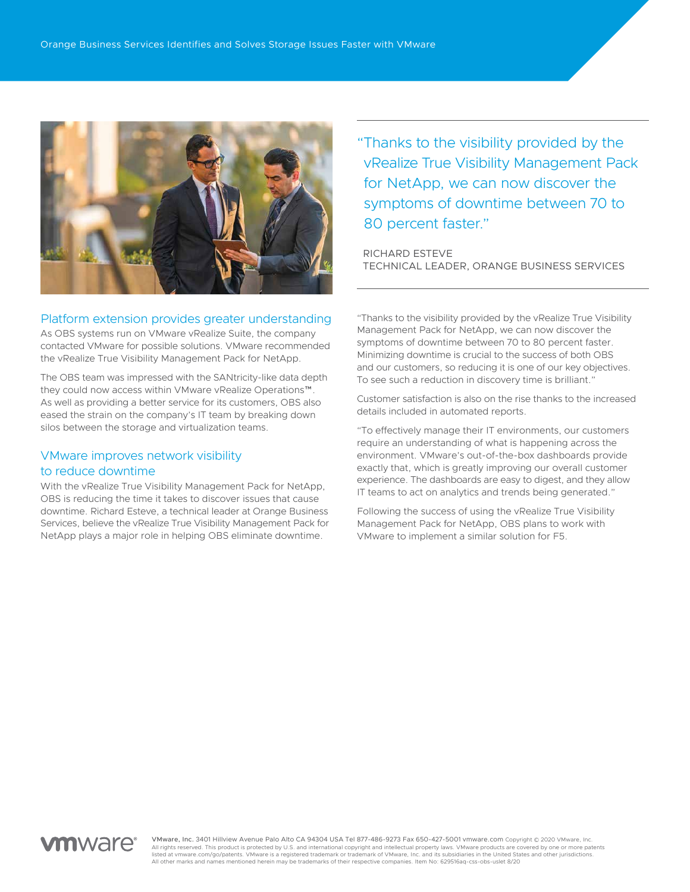## Platform extension provides greater understanding

As OBS systems run on VMware vRealize Suite, the company contacted VMware for possible solutions. VMware recommended the vRealize True Visibility Management Pack for NetApp.

The OBS team was impressed with the SANtricity-like data depth they could now access within VMware vRealize Operations™. As well as providing a better service for its customers, OBS also eased the strain on the company's IT team by breaking down silos between the storage and virtualization teams.

## VMware improves network visibility to reduce downtime

With the vRealize True Visibility Management Pack for NetApp, OBS is reducing the time it takes to discover issues that cause downtime. Richard Esteve, a technical leader at Orange Business Services, believe the vRealize True Visibility Management Pack for NetApp plays a major role in helping OBS eliminate downtime.

> "Thanks to the visibility provided by the vRealize True Visibility Management Pack for NetApp, we can now discover the symptoms of downtime between 70 to 80 percent faster."
>
> RICHARD ESTEVE
> TECHNICAL LEADER, ORANGE BUSINESS SERVICES

"Thanks to the visibility provided by the vRealize True Visibility Management Pack for NetApp, we can now discover the symptoms of downtime between 70 to 80 percent faster. Minimizing downtime is crucial to the success of both OBS and our customers, so reducing it is one of our key objectives. To see such a reduction in discovery time is brilliant."

Customer satisfaction is also on the rise thanks to the increased details included in automated reports.

"To effectively manage their IT environments, our customers require an understanding of what is happening across the environment. VMware's out-of-the-box dashboards provide exactly that, which is greatly improving our overall customer experience. The dashboards are easy to digest, and they allow IT teams to act on analytics and trends being generated."

Following the success of using the vRealize True Visibility Management Pack for NetApp, OBS plans to work with VMware to implement a similar solution for F5.

VMware, Inc. 3401 Hillview Avenue Palo Alto CA 94304 USA Tel 877-486-9273 Fax 650-427-5001 vmware.com Copyright © 2020 VMware, Inc. All rights reserved. This product is protected by U.S. and international copyright and intellectual property laws. VMware products are covered by one or more patents listed at vmware.com/go/patents. VMware is a registered trademark or trademark of VMware, Inc. and its subsidiaries in the United States and other jurisdictions. All other marks and names mentioned herein may be trademarks of their respective companies. Item No: 629516aq-css-obs-uslet 8/20